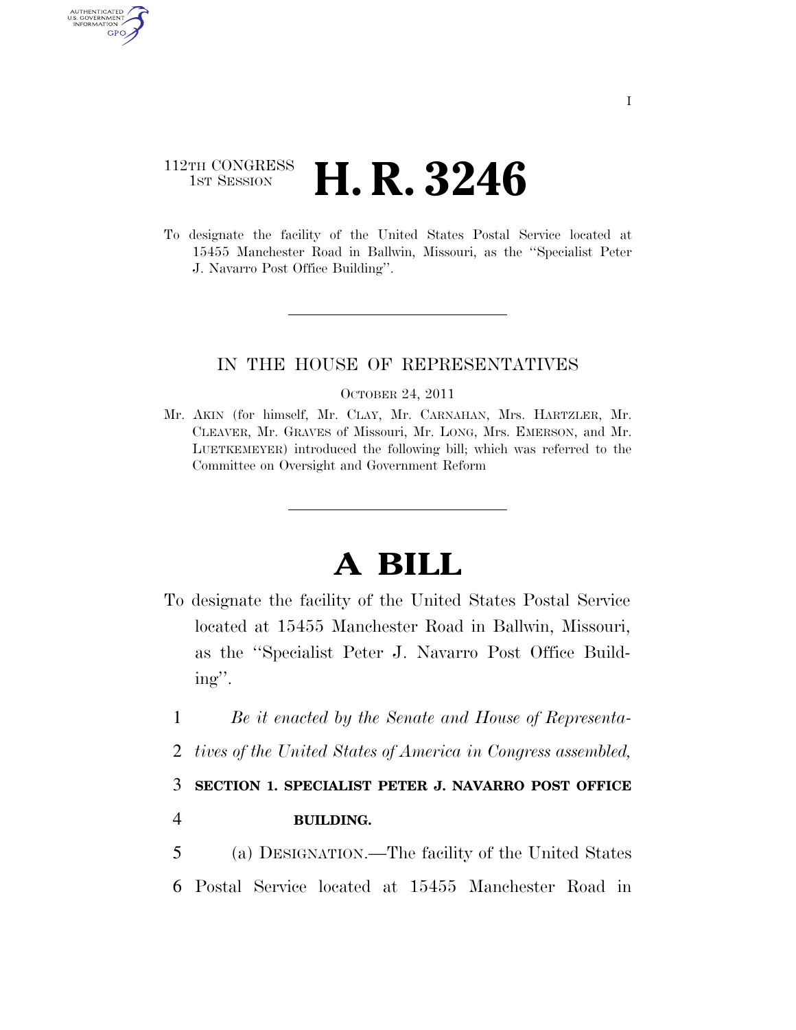112TH CONGRESS
1ST SESSION

# H. R. 3246

To designate the facility of the United States Postal Service located at 15455 Manchester Road in Ballwin, Missouri, as the ''Specialist Peter J. Navarro Post Office Building''.

IN THE HOUSE OF REPRESENTATIVES

OCTOBER 24, 2011

Mr. AKIN (for himself, Mr. CLAY, Mr. CARNAHAN, Mrs. HARTZLER, Mr. CLEAVER, Mr. GRAVES of Missouri, Mr. LONG, Mrs. EMERSON, and Mr. LUETKEMEYER) introduced the following bill; which was referred to the Committee on Oversight and Government Reform

# A BILL

To designate the facility of the United States Postal Service located at 15455 Manchester Road in Ballwin, Missouri, as the ''Specialist Peter J. Navarro Post Office Building''.

1 *Be it enacted by the Senate and House of Representa-*
2 *tives of the United States of America in Congress assembled,*

3 **SECTION 1. SPECIALIST PETER J. NAVARRO POST OFFICE**
4 **BUILDING.**

5 (a) DESIGNATION.—The facility of the United States
6 Postal Service located at 15455 Manchester Road in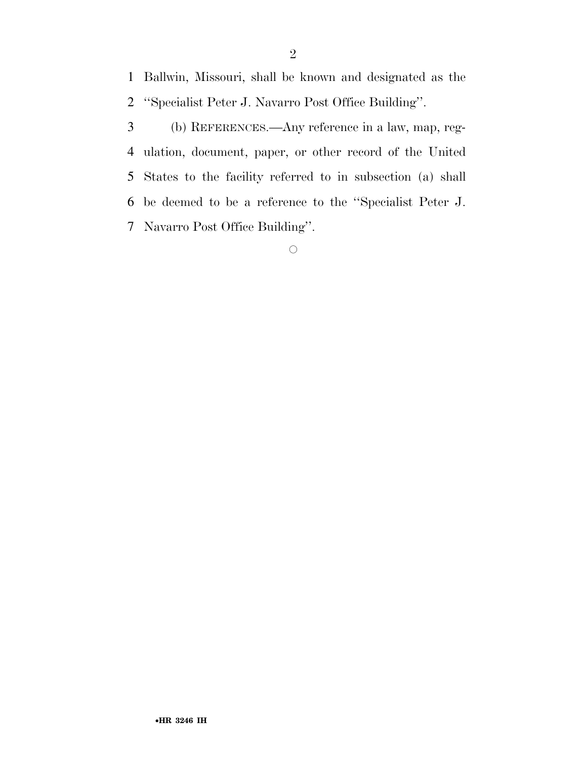Ballwin, Missouri, shall be known and designated as the "Specialist Peter J. Navarro Post Office Building".

(b) REFERENCES.—Any reference in a law, map, regulation, document, paper, or other record of the United States to the facility referred to in subsection (a) shall be deemed to be a reference to the "Specialist Peter J. Navarro Post Office Building".

○